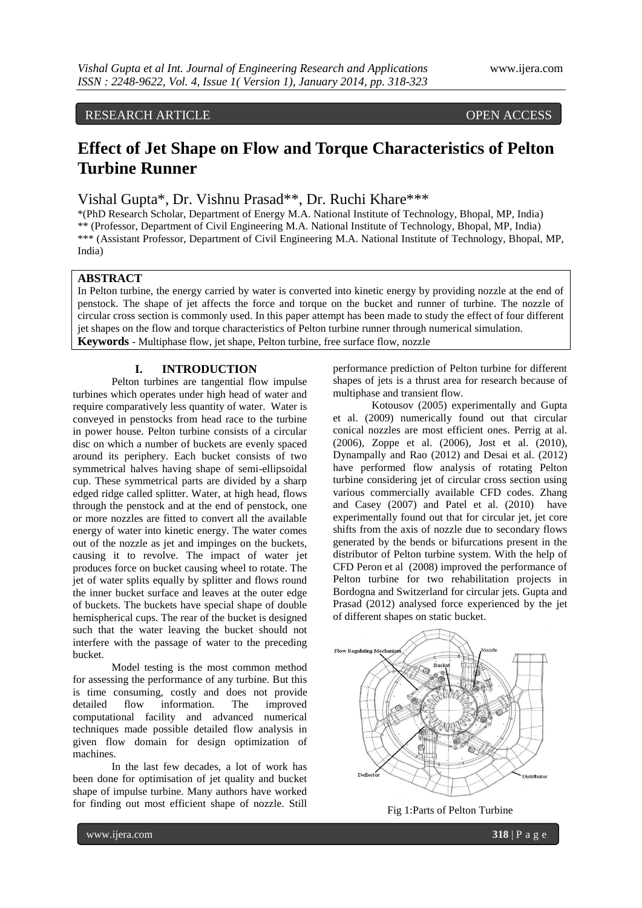RESEARCH ARTICLE OPEN ACCESS

# Effect of Jet Shape on Flow and Torque Characteristics of Pelton Turbine Runner

Vishal Gupta*, Dr. Vishnu Prasad**, Dr. Ruchi Khare***

*(PhD Research Scholar, Department of Energy M.A. National Institute of Technology, Bhopal, MP, India)
** (Professor, Department of Civil Engineering M.A. National Institute of Technology, Bhopal, MP, India)
*** (Assistant Professor, Department of Civil Engineering M.A. National Institute of Technology, Bhopal, MP, India)

## ABSTRACT

In Pelton turbine, the energy carried by water is converted into kinetic energy by providing nozzle at the end of penstock. The shape of jet affects the force and torque on the bucket and runner of turbine. The nozzle of circular cross section is commonly used. In this paper attempt has been made to study the effect of four different jet shapes on the flow and torque characteristics of Pelton turbine runner through numerical simulation.

**Keywords** - Multiphase flow, jet shape, Pelton turbine, free surface flow, nozzle

## I. INTRODUCTION

Pelton turbines are tangential flow impulse turbines which operates under high head of water and require comparatively less quantity of water. Water is conveyed in penstocks from head race to the turbine in power house. Pelton turbine consists of a circular disc on which a number of buckets are evenly spaced around its periphery. Each bucket consists of two symmetrical halves having shape of semi-ellipsoidal cup. These symmetrical parts are divided by a sharp edged ridge called splitter. Water, at high head, flows through the penstock and at the end of penstock, one or more nozzles are fitted to convert all the available energy of water into kinetic energy. The water comes out of the nozzle as jet and impinges on the buckets, causing it to revolve. The impact of water jet produces force on bucket causing wheel to rotate. The jet of water splits equally by splitter and flows round the inner bucket surface and leaves at the outer edge of buckets. The buckets have special shape of double hemispherical cups. The rear of the bucket is designed such that the water leaving the bucket should not interfere with the passage of water to the preceding bucket.

Model testing is the most common method for assessing the performance of any turbine. But this is time consuming, costly and does not provide detailed flow information. The improved computational facility and advanced numerical techniques made possible detailed flow analysis in given flow domain for design optimization of machines.

In the last few decades, a lot of work has been done for optimisation of jet quality and bucket shape of impulse turbine. Many authors have worked for finding out most efficient shape of nozzle. Still performance prediction of Pelton turbine for different shapes of jets is a thrust area for research because of multiphase and transient flow.

Kotousov (2005) experimentally and Gupta et al. (2009) numerically found out that circular conical nozzles are most efficient ones. Perrig at al. (2006), Zoppe et al. (2006), Jost et al. (2010), Dynampally and Rao (2012) and Desai et al. (2012) have performed flow analysis of rotating Pelton turbine considering jet of circular cross section using various commercially available CFD codes. Zhang and Casey (2007) and Patel et al. (2010) have experimentally found out that for circular jet, jet core shifts from the axis of nozzle due to secondary flows generated by the bends or bifurcations present in the distributor of Pelton turbine system. With the help of CFD Peron et al (2008) improved the performance of Pelton turbine for two rehabilitation projects in Bordogna and Switzerland for circular jets. Gupta and Prasad (2012) analysed force experienced by the jet of different shapes on static bucket.

Fig 1:Parts of Pelton Turbine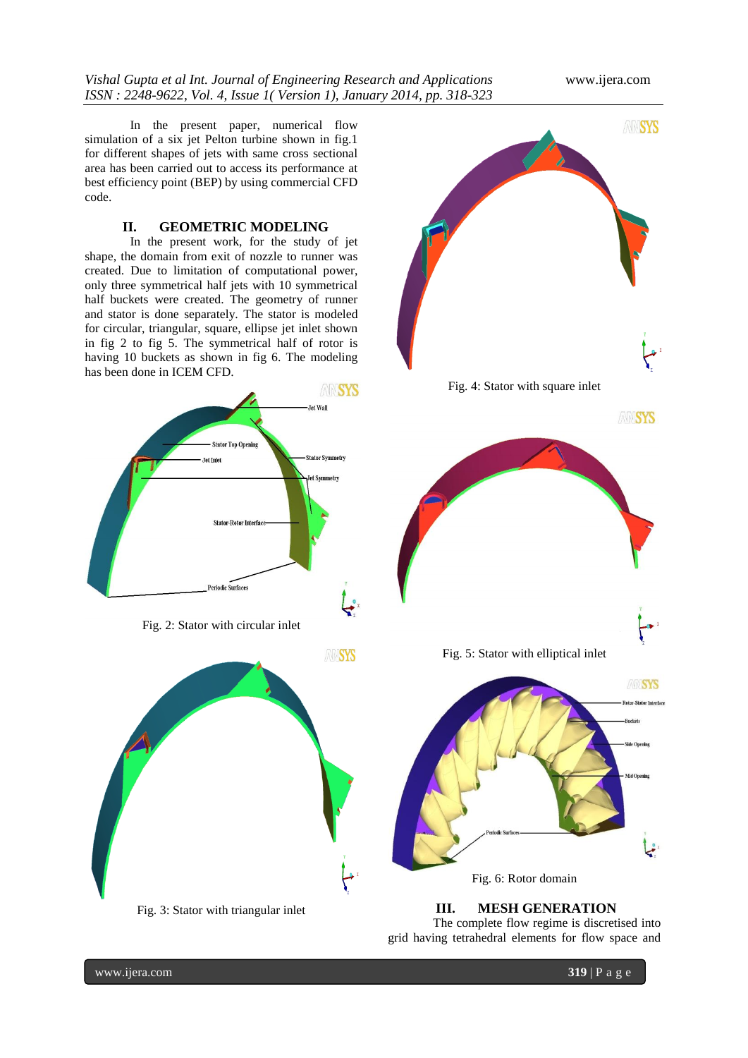In the present paper, numerical flow simulation of a six jet Pelton turbine shown in fig.1 for different shapes of jets with same cross sectional area has been carried out to access its performance at best efficiency point (BEP) by using commercial CFD code.

## II. GEOMETRIC MODELING

In the present work, for the study of jet shape, the domain from exit of nozzle to runner was created. Due to limitation of computational power, only three symmetrical half jets with 10 symmetrical half buckets were created. The geometry of runner and stator is done separately. The stator is modeled for circular, triangular, square, ellipse jet inlet shown in fig 2 to fig 5. The symmetrical half of rotor is having 10 buckets as shown in fig 6. The modeling has been done in ICEM CFD.

Fig. 2: Stator with circular inlet

Fig. 3: Stator with triangular inlet

Fig. 4: Stator with square inlet

Fig. 5: Stator with elliptical inlet

Fig. 6: Rotor domain

## III. MESH GENERATION

The complete flow regime is discretised into grid having tetrahedral elements for flow space and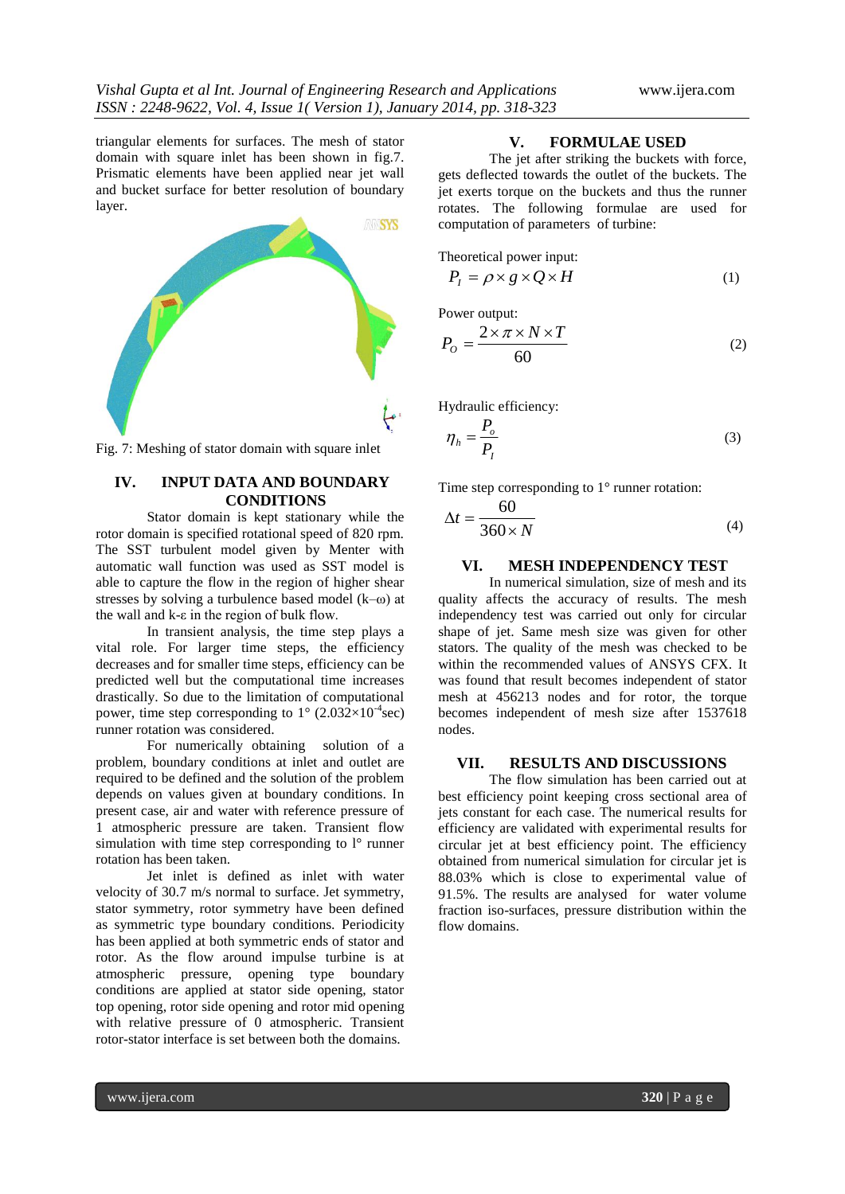triangular elements for surfaces. The mesh of stator domain with square inlet has been shown in fig.7. Prismatic elements have been applied near jet wall and bucket surface for better resolution of boundary layer.

Fig. 7: Meshing of stator domain with square inlet

## IV. INPUT DATA AND BOUNDARY CONDITIONS

Stator domain is kept stationary while the rotor domain is specified rotational speed of 820 rpm. The SST turbulent model given by Menter with automatic wall function was used as SST model is able to capture the flow in the region of higher shear stresses by solving a turbulence based model (k–ω) at the wall and k-ε in the region of bulk flow.

In transient analysis, the time step plays a vital role. For larger time steps, the efficiency decreases and for smaller time steps, efficiency can be predicted well but the computational time increases drastically. So due to the limitation of computational power, time step corresponding to 1° ($2.032\times10^{-4}$sec) runner rotation was considered.

For numerically obtaining solution of a problem, boundary conditions at inlet and outlet are required to be defined and the solution of the problem depends on values given at boundary conditions. In present case, air and water with reference pressure of 1 atmospheric pressure are taken. Transient flow simulation with time step corresponding to 1° runner rotation has been taken.

Jet inlet is defined as inlet with water velocity of 30.7 m/s normal to surface. Jet symmetry, stator symmetry, rotor symmetry have been defined as symmetric type boundary conditions. Periodicity has been applied at both symmetric ends of stator and rotor. As the flow around impulse turbine is at atmospheric pressure, opening type boundary conditions are applied at stator side opening, stator top opening, rotor side opening and rotor mid opening with relative pressure of 0 atmospheric. Transient rotor-stator interface is set between both the domains.

## V. FORMULAE USED

The jet after striking the buckets with force, gets deflected towards the outlet of the buckets. The jet exerts torque on the buckets and thus the runner rotates. The following formulae are used for computation of parameters of turbine:

Theoretical power input:

$$P_I = \rho \times g \times Q \times H \tag{1}$$

Power output:

$$P_O = \frac{2 \times \pi \times N \times T}{60} \tag{2}$$

Hydraulic efficiency:

$$\eta_h = \frac{P_o}{P_I} \tag{3}$$

Time step corresponding to 1° runner rotation:

$$\Delta t = \frac{60}{360 \times N} \tag{4}$$

## VI. MESH INDEPENDENCY TEST

In numerical simulation, size of mesh and its quality affects the accuracy of results. The mesh independency test was carried out only for circular shape of jet. Same mesh size was given for other stators. The quality of the mesh was checked to be within the recommended values of ANSYS CFX. It was found that result becomes independent of stator mesh at 456213 nodes and for rotor, the torque becomes independent of mesh size after 1537618 nodes.

## VII. RESULTS AND DISCUSSIONS

The flow simulation has been carried out at best efficiency point keeping cross sectional area of jets constant for each case. The numerical results for efficiency are validated with experimental results for circular jet at best efficiency point. The efficiency obtained from numerical simulation for circular jet is 88.03% which is close to experimental value of 91.5%. The results are analysed for water volume fraction iso-surfaces, pressure distribution within the flow domains.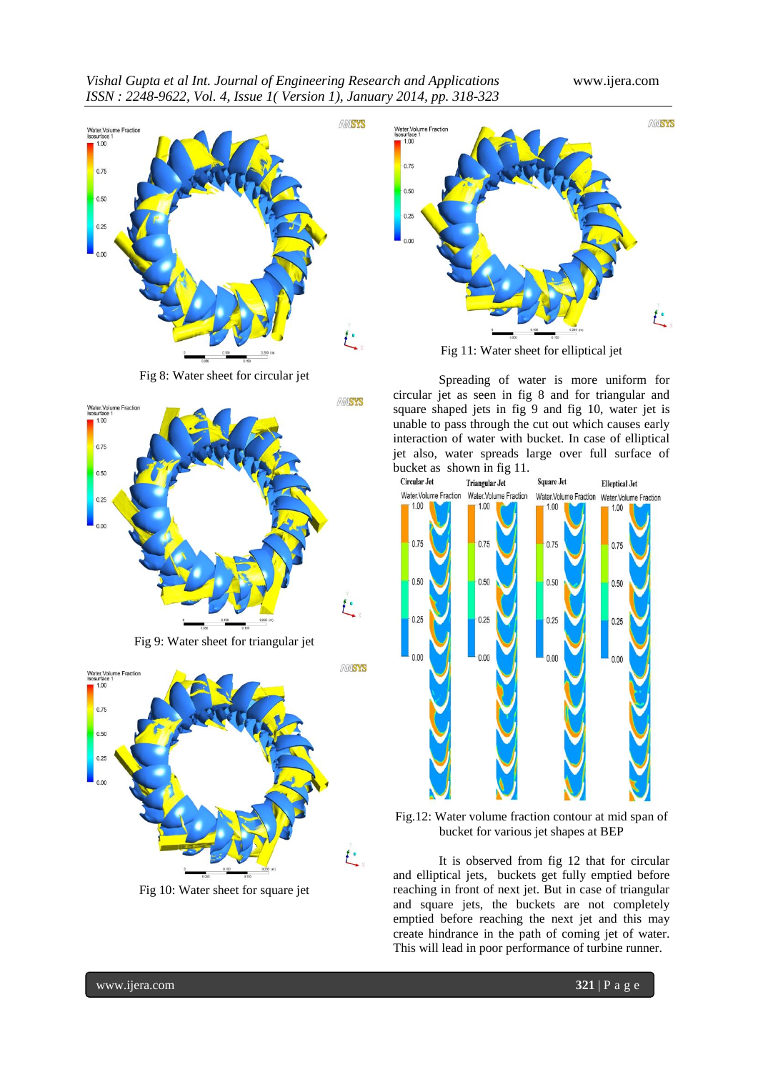Fig 8: Water sheet for circular jet

Fig 9: Water sheet for triangular jet

Fig 10: Water sheet for square jet

Fig 11: Water sheet for elliptical jet

Spreading of water is more uniform for circular jet as seen in fig 8 and for triangular and square shaped jets in fig 9 and fig 10, water jet is unable to pass through the cut out which causes early interaction of water with bucket. In case of elliptical jet also, water spreads large over full surface of bucket as shown in fig 11.

Fig.12: Water volume fraction contour at mid span of bucket for various jet shapes at BEP

It is observed from fig 12 that for circular and elliptical jets, buckets get fully emptied before reaching in front of next jet. But in case of triangular and square jets, the buckets are not completely emptied before reaching the next jet and this may create hindrance in the path of coming jet of water. This will lead in poor performance of turbine runner.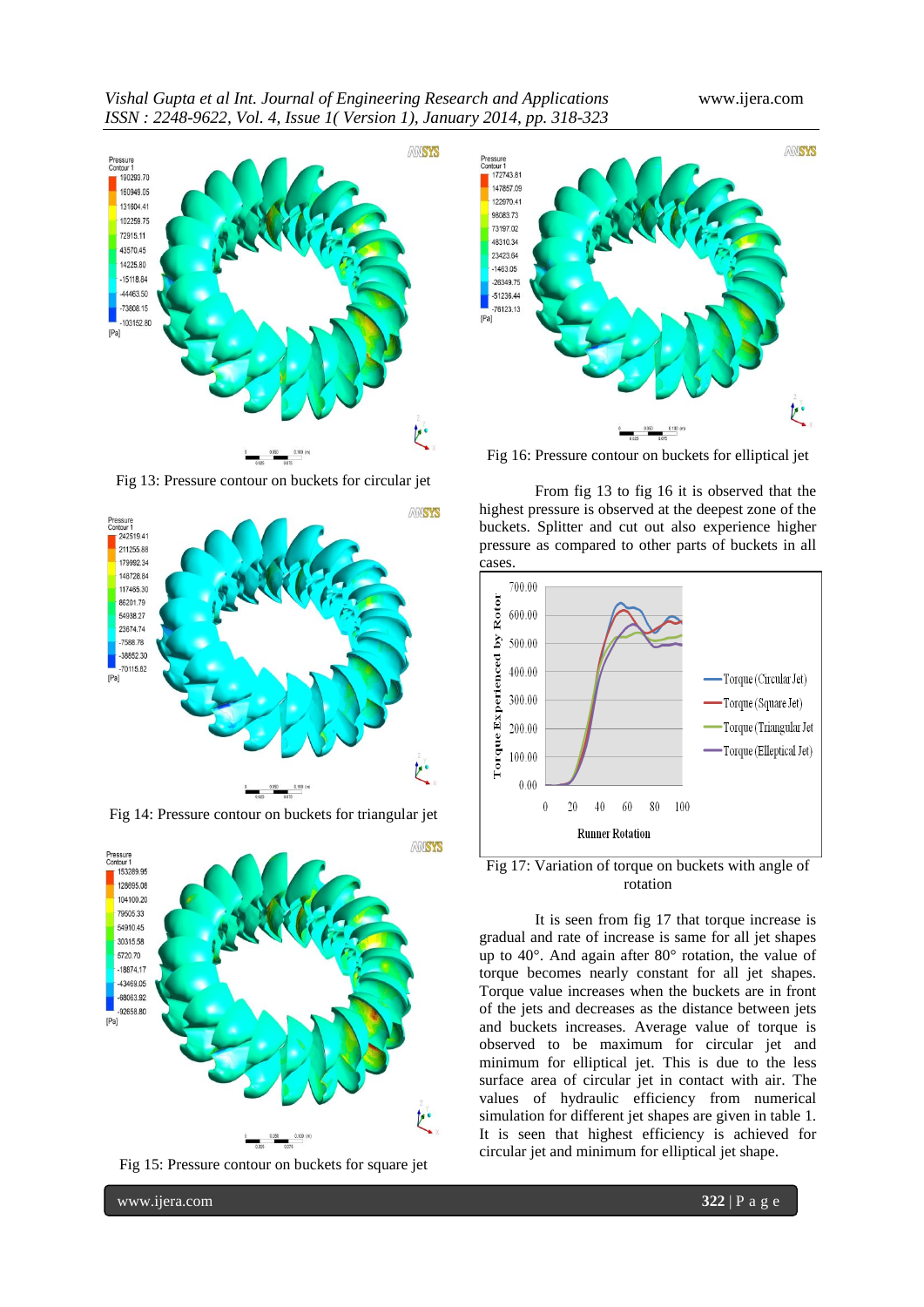Fig 13: Pressure contour on buckets for circular jet

Fig 14: Pressure contour on buckets for triangular jet

Fig 15: Pressure contour on buckets for square jet

Fig 16: Pressure contour on buckets for elliptical jet

From fig 13 to fig 16 it is observed that the highest pressure is observed at the deepest zone of the buckets. Splitter and cut out also experience higher pressure as compared to other parts of buckets in all cases.

Fig 17: Variation of torque on buckets with angle of rotation

It is seen from fig 17 that torque increase is gradual and rate of increase is same for all jet shapes up to 40°. And again after 80° rotation, the value of torque becomes nearly constant for all jet shapes. Torque value increases when the buckets are in front of the jets and decreases as the distance between jets and buckets increases. Average value of torque is observed to be maximum for circular jet and minimum for elliptical jet. This is due to the less surface area of circular jet in contact with air. The values of hydraulic efficiency from numerical simulation for different jet shapes are given in table 1. It is seen that highest efficiency is achieved for circular jet and minimum for elliptical jet shape.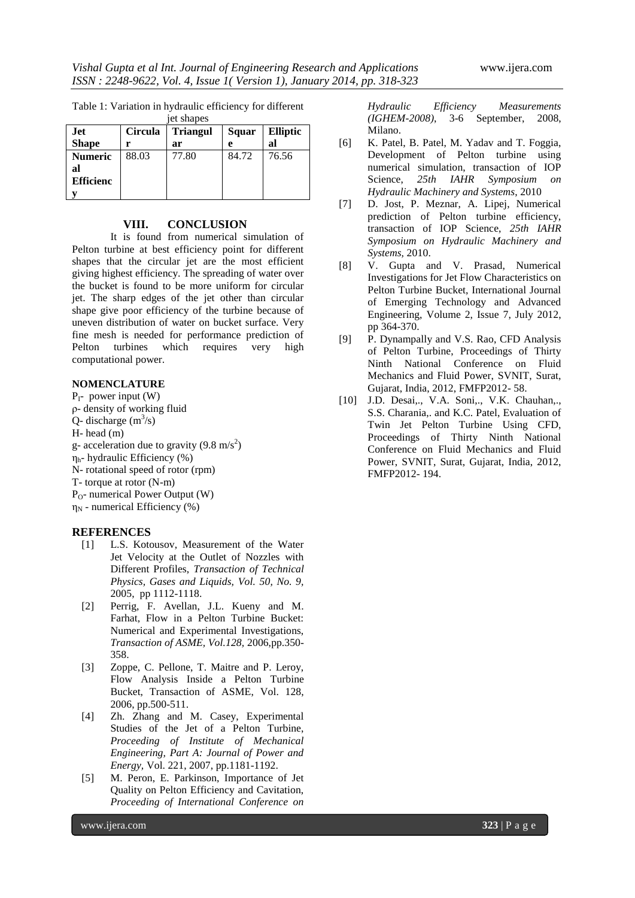Table 1: Variation in hydraulic efficiency for different jet shapes

| Jet Shape | Circular | Triangular | Square | Elliptical |
|---|---|---|---|---|
| Numerical Efficiency | 88.03 | 77.80 | 84.72 | 76.56 |

## VIII. CONCLUSION

It is found from numerical simulation of Pelton turbine at best efficiency point for different shapes that the circular jet are the most efficient giving highest efficiency. The spreading of water over the bucket is found to be more uniform for circular jet. The sharp edges of the jet other than circular shape give poor efficiency of the turbine because of uneven distribution of water on bucket surface. Very fine mesh is needed for performance prediction of Pelton turbines which requires very high computational power.

### NOMENCLATURE

$P_I$- power input (W)
$\rho$- density of working fluid
Q- discharge ($m^3/s$)
H- head (m)
g- acceleration due to gravity (9.8 $m/s^2$)
$\eta_h$- hydraulic Efficiency (%)
N- rotational speed of rotor (rpm)
T- torque at rotor (N-m)
$P_O$- numerical Power Output (W)
$\eta_N$ - numerical Efficiency (%)

## REFERENCES

[1] L.S. Kotousov, Measurement of the Water Jet Velocity at the Outlet of Nozzles with Different Profiles, *Transaction of Technical Physics, Gases and Liquids, Vol. 50, No. 9*, 2005, pp 1112-1118.

[2] Perrig, F. Avellan, J.L. Kueny and M. Farhat, Flow in a Pelton Turbine Bucket: Numerical and Experimental Investigations, *Transaction of ASME, Vol.128*, 2006,pp.350-358.

[3] Zoppe, C. Pellone, T. Maitre and P. Leroy, Flow Analysis Inside a Pelton Turbine Bucket, Transaction of ASME, Vol. 128, 2006, pp.500-511.

[4] Zh. Zhang and M. Casey, Experimental Studies of the Jet of a Pelton Turbine, *Proceeding of Institute of Mechanical Engineering, Part A: Journal of Power and Energy*, Vol. 221, 2007, pp.1181-1192.

[5] M. Peron, E. Parkinson, Importance of Jet Quality on Pelton Efficiency and Cavitation, *Proceeding of International Conference on Hydraulic Efficiency Measurements (IGHEM-2008)*, 3-6 September, 2008, Milano.

[6] K. Patel, B. Patel, M. Yadav and T. Foggia, Development of Pelton turbine using numerical simulation, transaction of IOP Science, *25th IAHR Symposium on Hydraulic Machinery and Systems*, 2010

[7] D. Jost, P. Meznar, A. Lipej, Numerical prediction of Pelton turbine efficiency, transaction of IOP Science, *25th IAHR Symposium on Hydraulic Machinery and Systems*, 2010.

[8] V. Gupta and V. Prasad, Numerical Investigations for Jet Flow Characteristics on Pelton Turbine Bucket, International Journal of Emerging Technology and Advanced Engineering, Volume 2, Issue 7, July 2012, pp 364-370.

[9] P. Dynampally and V.S. Rao, CFD Analysis of Pelton Turbine, Proceedings of Thirty Ninth National Conference on Fluid Mechanics and Fluid Power, SVNIT, Surat, Gujarat, India, 2012, FMFP2012- 58.

[10] J.D. Desai,., V.A. Soni,., V.K. Chauhan,., S.S. Charania,. and K.C. Patel, Evaluation of Twin Jet Pelton Turbine Using CFD, Proceedings of Thirty Ninth National Conference on Fluid Mechanics and Fluid Power, SVNIT, Surat, Gujarat, India, 2012, FMFP2012- 194.